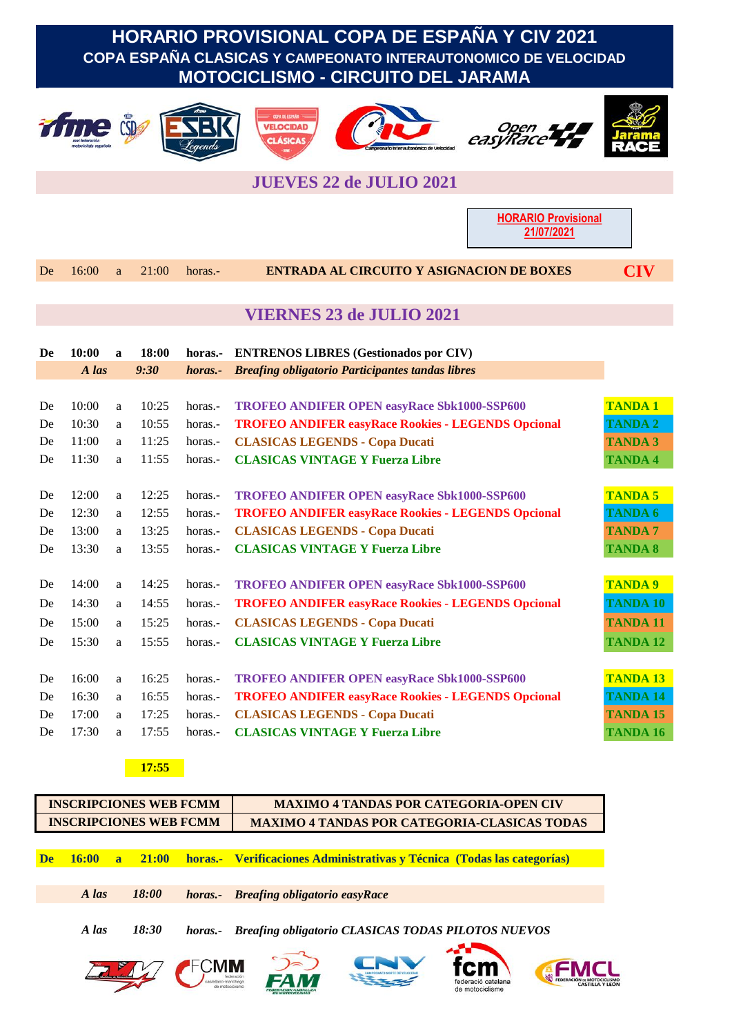# HORARIO PROVISIONAL COPA DE ESPAÑA Y CIV 2021

## COPA ESPAÑA CLASICAS Y CAMPEONATO INTERAUTONOMICO DE VELOCIDAD

## MOTOCICLISMO - CIRCUITO DEL JARAMA

## JUEVES 22 de JULIO 2021

**HORARIO Provisional 21/07/2021**

| | | | | | | |
|---|---|---|---|---|---|---|
| De | 16:00 | a | 21:00 | horas.- | **ENTRADA AL CIRCUITO Y ASIGNACION DE BOXES** | **CIV** |

## VIERNES 23 de JULIO 2021

| | | | | | | |
|---|---|---|---|---|---|---|
| **De** | **10:00** | **a** | **18:00** | **horas.-** | **ENTRENOS LIBRES (Gestionados por CIV)** | |
| | ***A las*** | | ***9:30*** | ***horas.-*** | ***Breafing obligatorio Participantes tandas libres*** | |
| De | 10:00 | a | 10:25 | horas.- | **TROFEO ANDIFER OPEN easyRace Sbk1000-SSP600** | **TANDA 1** |
| De | 10:30 | a | 10:55 | horas.- | **TROFEO ANDIFER easyRace Rookies - LEGENDS Opcional** | **TANDA 2** |
| De | 11:00 | a | 11:25 | horas.- | **CLASICAS LEGENDS - Copa Ducati** | **TANDA 3** |
| De | 11:30 | a | 11:55 | horas.- | **CLASICAS VINTAGE Y Fuerza Libre** | **TANDA 4** |
| De | 12:00 | a | 12:25 | horas.- | **TROFEO ANDIFER OPEN easyRace Sbk1000-SSP600** | **TANDA 5** |
| De | 12:30 | a | 12:55 | horas.- | **TROFEO ANDIFER easyRace Rookies - LEGENDS Opcional** | **TANDA 6** |
| De | 13:00 | a | 13:25 | horas.- | **CLASICAS LEGENDS - Copa Ducati** | **TANDA 7** |
| De | 13:30 | a | 13:55 | horas.- | **CLASICAS VINTAGE Y Fuerza Libre** | **TANDA 8** |
| De | 14:00 | a | 14:25 | horas.- | **TROFEO ANDIFER OPEN easyRace Sbk1000-SSP600** | **TANDA 9** |
| De | 14:30 | a | 14:55 | horas.- | **TROFEO ANDIFER easyRace Rookies - LEGENDS Opcional** | **TANDA 10** |
| De | 15:00 | a | 15:25 | horas.- | **CLASICAS LEGENDS - Copa Ducati** | **TANDA 11** |
| De | 15:30 | a | 15:55 | horas.- | **CLASICAS VINTAGE Y Fuerza Libre** | **TANDA 12** |
| De | 16:00 | a | 16:25 | horas.- | **TROFEO ANDIFER OPEN easyRace Sbk1000-SSP600** | **TANDA 13** |
| De | 16:30 | a | 16:55 | horas.- | **TROFEO ANDIFER easyRace Rookies - LEGENDS Opcional** | **TANDA 14** |
| De | 17:00 | a | 17:25 | horas.- | **CLASICAS LEGENDS - Copa Ducati** | **TANDA 15** |
| De | 17:30 | a | 17:55 | horas.- | **CLASICAS VINTAGE Y Fuerza Libre** | **TANDA 16** |
| | | | **17:55** | | | |

| | |
|---|---|
| **INSCRIPCIONES WEB FCMM** | **MAXIMO 4 TANDAS POR CATEGORIA-OPEN CIV** |
| **INSCRIPCIONES WEB FCMM** | **MAXIMO 4 TANDAS POR CATEGORIA-CLASICAS TODAS** |

| | | | | | |
|---|---|---|---|---|---|
| **De** | **16:00** | **a** | **21:00** | **horas.-** | **Verificaciones Administrativas y Técnica (Todas las categorías)** |
| | ***A las*** | | ***18:00*** | ***horas.-*** | ***Breafing obligatorio easyRace*** |
| | ***A las*** | | ***18:30*** | ***horas.-*** | ***Breafing obligatorio CLASICAS TODAS PILOTOS NUEVOS*** |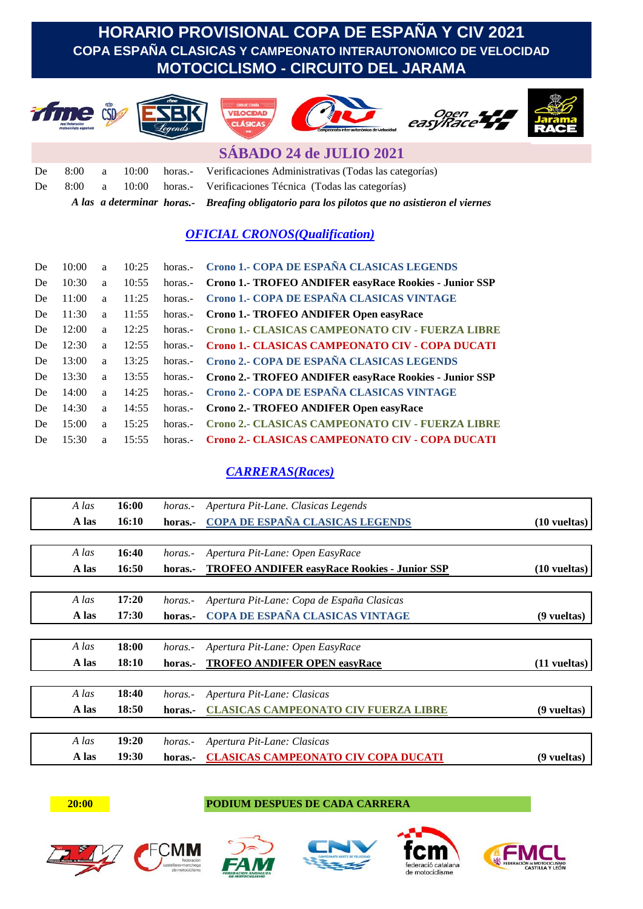# HORARIO PROVISIONAL COPA DE ESPAÑA Y CIV 2021

## COPA ESPAÑA CLASICAS Y CAMPEONATO INTERAUTONOMICO DE VELOCIDAD

## MOTOCICLISMO - CIRCUITO DEL JARAMA

## SÁBADO 24 de JULIO 2021

| | | | | | |
|---|---|---|---|---|---|
| De | 8:00 | a | 10:00 | horas.- | Verificaciones Administrativas (Todas las categorías) |
| De | 8:00 | a | 10:00 | horas.- | Verificaciones Técnica (Todas las categorías) |
| | *A las* | | *a determinar* | *horas.-* | *Breafing obligatorio para los pilotos que no asistieron el viernes* |

### *OFICIAL CRONOS(Qualification)*

| | | | | | |
|---|---|---|---|---|---|
| De | 10:00 | a | 10:25 | horas.- | **Crono 1.- COPA DE ESPAÑA CLASICAS LEGENDS** |
| De | 10:30 | a | 10:55 | horas.- | **Crono 1.- TROFEO ANDIFER easyRace Rookies - Junior SSP** |
| De | 11:00 | a | 11:25 | horas.- | **Crono 1.- COPA DE ESPAÑA CLASICAS VINTAGE** |
| De | 11:30 | a | 11:55 | horas.- | **Crono 1.- TROFEO ANDIFER Open easyRace** |
| De | 12:00 | a | 12:25 | horas.- | **Crono 1.- CLASICAS CAMPEONATO CIV - FUERZA LIBRE** |
| De | 12:30 | a | 12:55 | horas.- | **Crono 1.- CLASICAS CAMPEONATO CIV - COPA DUCATI** |
| De | 13:00 | a | 13:25 | horas.- | **Crono 2.- COPA DE ESPAÑA CLASICAS LEGENDS** |
| De | 13:30 | a | 13:55 | horas.- | **Crono 2.- TROFEO ANDIFER easyRace Rookies - Junior SSP** |
| De | 14:00 | a | 14:25 | horas.- | **Crono 2.- COPA DE ESPAÑA CLASICAS VINTAGE** |
| De | 14:30 | a | 14:55 | horas.- | **Crono 2.- TROFEO ANDIFER Open easyRace** |
| De | 15:00 | a | 15:25 | horas.- | **Crono 2.- CLASICAS CAMPEONATO CIV - FUERZA LIBRE** |
| De | 15:30 | a | 15:55 | horas.- | **Crono 2.- CLASICAS CAMPEONATO CIV - COPA DUCATI** |

### *CARRERAS(Races)*

| | | | | |
|---|---|---|---|---|
| *A las* | **16:00** | *horas.-* | *Apertura Pit-Lane. Clasicas Legends* | |
| **A las** | **16:10** | **horas.-** | **COPA DE ESPAÑA CLASICAS LEGENDS** | **(10 vueltas)** |
| *A las* | **16:40** | *horas.-* | *Apertura Pit-Lane: Open EasyRace* | |
| **A las** | **16:50** | **horas.-** | **TROFEO ANDIFER easyRace Rookies - Junior SSP** | **(10 vueltas)** |
| *A las* | **17:20** | *horas.-* | *Apertura Pit-Lane: Copa de España Clasicas* | |
| **A las** | **17:30** | **horas.-** | **COPA DE ESPAÑA CLASICAS VINTAGE** | **(9 vueltas)** |
| *A las* | **18:00** | *horas.-* | *Apertura Pit-Lane: Open EasyRace* | |
| **A las** | **18:10** | **horas.-** | **TROFEO ANDIFER OPEN easyRace** | **(11 vueltas)** |
| *A las* | **18:40** | *horas.-* | *Apertura Pit-Lane: Clasicas* | |
| **A las** | **18:50** | **horas.-** | **CLASICAS CAMPEONATO CIV FUERZA LIBRE** | **(9 vueltas)** |
| *A las* | **19:20** | *horas.-* | *Apertura Pit-Lane: Clasicas* | |
| **A las** | **19:30** | **horas.-** | **CLASICAS CAMPEONATO CIV COPA DUCATI** | **(9 vueltas)** |

**20:00** **PODIUM DESPUES DE CADA CARRERA**